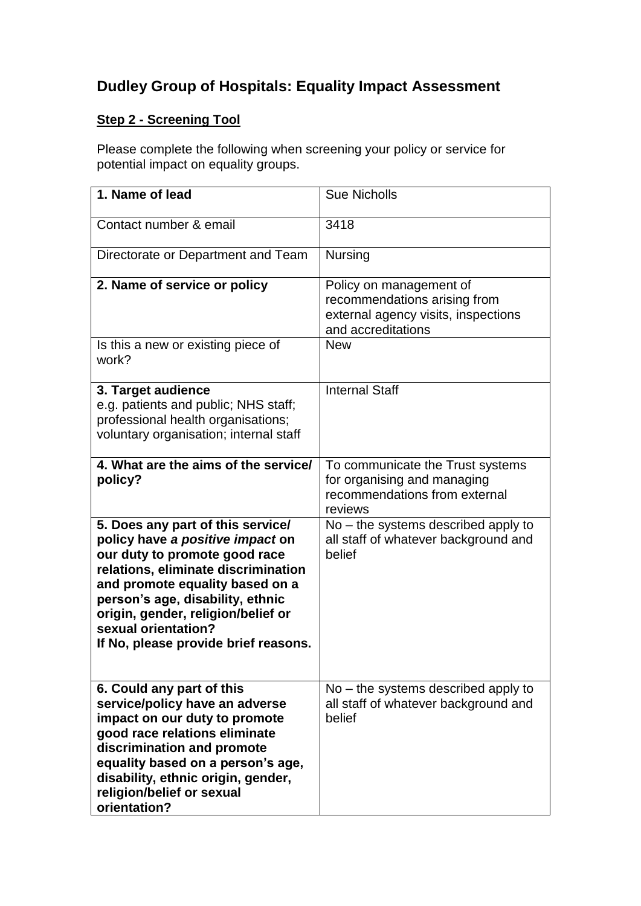# Dudley Group of Hospitals: Equality Impact Assessment

## Step 2 - Screening Tool

Please complete the following when screening your policy or service for potential impact on equality groups.

| **1. Name of lead** | Sue Nicholls |
|---|---|
| Contact number & email | 3418 |
| Directorate or Department and Team | Nursing |
| **2. Name of service or policy** | Policy on management of recommendations arising from external agency visits, inspections and accreditations |
| Is this a new or existing piece of work? | New |
| **3. Target audience** e.g. patients and public; NHS staff; professional health organisations; voluntary organisation; internal staff | Internal Staff |
| **4. What are the aims of the service/ policy?** | To communicate the Trust systems for organising and managing recommendations from external reviews |
| **5. Does any part of this service/ policy have *a positive impact* on our duty to promote good race relations, eliminate discrimination and promote equality based on a person's age, disability, ethnic origin, gender, religion/belief or sexual orientation? If No, please provide brief reasons.** | No – the systems described apply to all staff of whatever background and belief |
| **6. Could any part of this service/policy have an adverse impact on our duty to promote good race relations eliminate discrimination and promote equality based on a person's age, disability, ethnic origin, gender, religion/belief or sexual orientation?** | No – the systems described apply to all staff of whatever background and belief |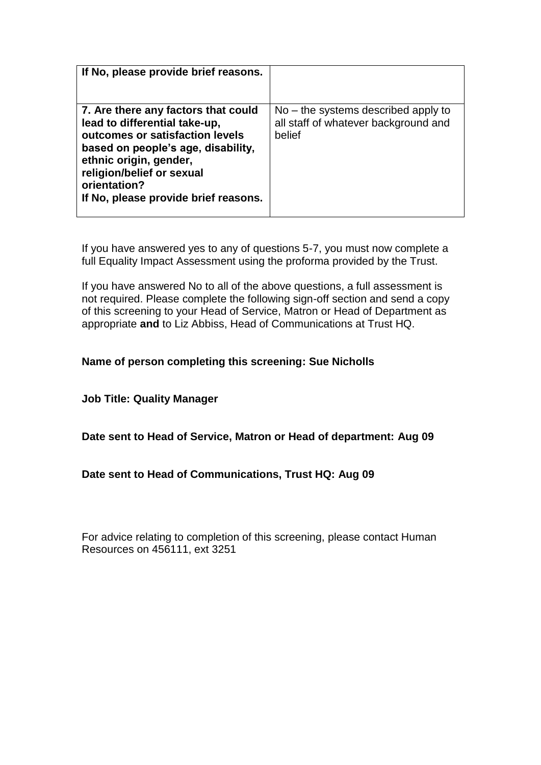| | |
|---|---|
| **If No, please provide brief reasons.** | |
| **7. Are there any factors that could lead to differential take-up, outcomes or satisfaction levels based on people's age, disability, ethnic origin, gender, religion/belief or sexual orientation?**<br>**If No, please provide brief reasons.** | No – the systems described apply to all staff of whatever background and belief |

If you have answered yes to any of questions 5-7, you must now complete a full Equality Impact Assessment using the proforma provided by the Trust.

If you have answered No to all of the above questions, a full assessment is not required. Please complete the following sign-off section and send a copy of this screening to your Head of Service, Matron or Head of Department as appropriate **and** to Liz Abbiss, Head of Communications at Trust HQ.

**Name of person completing this screening: Sue Nicholls**

**Job Title: Quality Manager**

**Date sent to Head of Service, Matron or Head of department: Aug 09**

**Date sent to Head of Communications, Trust HQ: Aug 09**

For advice relating to completion of this screening, please contact Human Resources on 456111, ext 3251